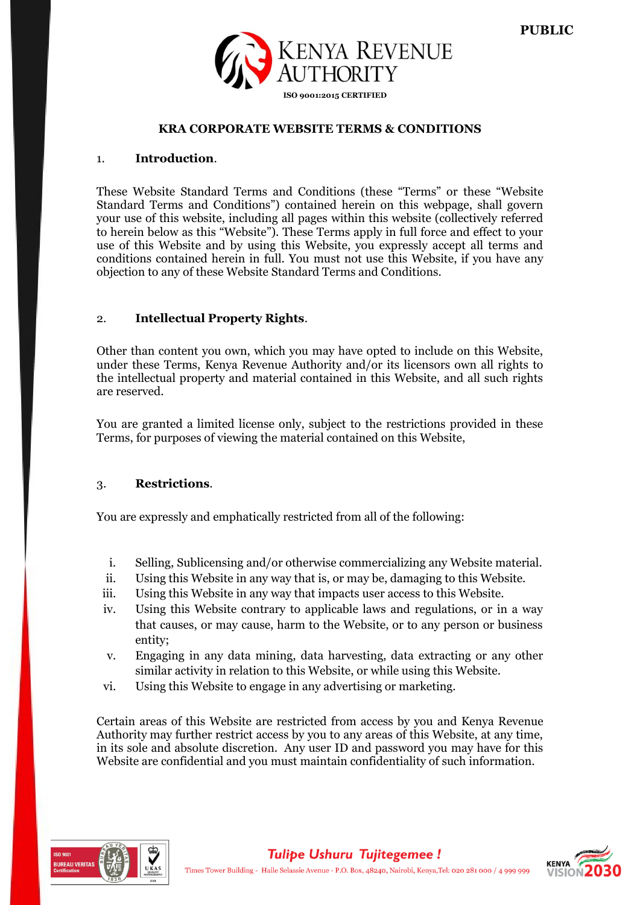# KRA CORPORATE WEBSITE TERMS & CONDITIONS

## 1. Introduction.

These Website Standard Terms and Conditions (these "Terms" or these "Website Standard Terms and Conditions") contained herein on this webpage, shall govern your use of this website, including all pages within this website (collectively referred to herein below as this "Website"). These Terms apply in full force and effect to your use of this Website and by using this Website, you expressly accept all terms and conditions contained herein in full. You must not use this Website, if you have any objection to any of these Website Standard Terms and Conditions.

## 2. Intellectual Property Rights.

Other than content you own, which you may have opted to include on this Website, under these Terms, Kenya Revenue Authority and/or its licensors own all rights to the intellectual property and material contained in this Website, and all such rights are reserved.

You are granted a limited license only, subject to the restrictions provided in these Terms, for purposes of viewing the material contained on this Website,

## 3. Restrictions.

You are expressly and emphatically restricted from all of the following:

i. Selling, Sublicensing and/or otherwise commercializing any Website material.
ii. Using this Website in any way that is, or may be, damaging to this Website.
iii. Using this Website in any way that impacts user access to this Website.
iv. Using this Website contrary to applicable laws and regulations, or in a way that causes, or may cause, harm to the Website, or to any person or business entity;
v. Engaging in any data mining, data harvesting, data extracting or any other similar activity in relation to this Website, or while using this Website.
vi. Using this Website to engage in any advertising or marketing.

Certain areas of this Website are restricted from access by you and Kenya Revenue Authority may further restrict access by you to any areas of this Website, at any time, in its sole and absolute discretion. Any user ID and password you may have for this Website are confidential and you must maintain confidentiality of such information.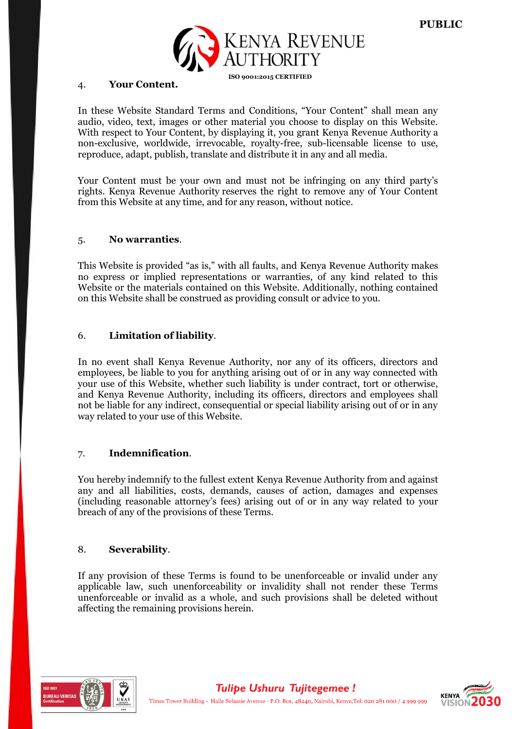4. **Your Content.**

In these Website Standard Terms and Conditions, "Your Content" shall mean any audio, video, text, images or other material you choose to display on this Website. With respect to Your Content, by displaying it, you grant Kenya Revenue Authority a non-exclusive, worldwide, irrevocable, royalty-free, sub-licensable license to use, reproduce, adapt, publish, translate and distribute it in any and all media.

Your Content must be your own and must not be infringing on any third party's rights. Kenya Revenue Authority reserves the right to remove any of Your Content from this Website at any time, and for any reason, without notice.

5. **No warranties**.

This Website is provided "as is," with all faults, and Kenya Revenue Authority makes no express or implied representations or warranties, of any kind related to this Website or the materials contained on this Website. Additionally, nothing contained on this Website shall be construed as providing consult or advice to you.

6. **Limitation of liability**.

In no event shall Kenya Revenue Authority, nor any of its officers, directors and employees, be liable to you for anything arising out of or in any way connected with your use of this Website, whether such liability is under contract, tort or otherwise, and Kenya Revenue Authority, including its officers, directors and employees shall not be liable for any indirect, consequential or special liability arising out of or in any way related to your use of this Website.

7. **Indemnification**.

You hereby indemnify to the fullest extent Kenya Revenue Authority from and against any and all liabilities, costs, demands, causes of action, damages and expenses (including reasonable attorney's fees) arising out of or in any way related to your breach of any of the provisions of these Terms.

8. **Severability**.

If any provision of these Terms is found to be unenforceable or invalid under any applicable law, such unenforceability or invalidity shall not render these Terms unenforceable or invalid as a whole, and such provisions shall be deleted without affecting the remaining provisions herein.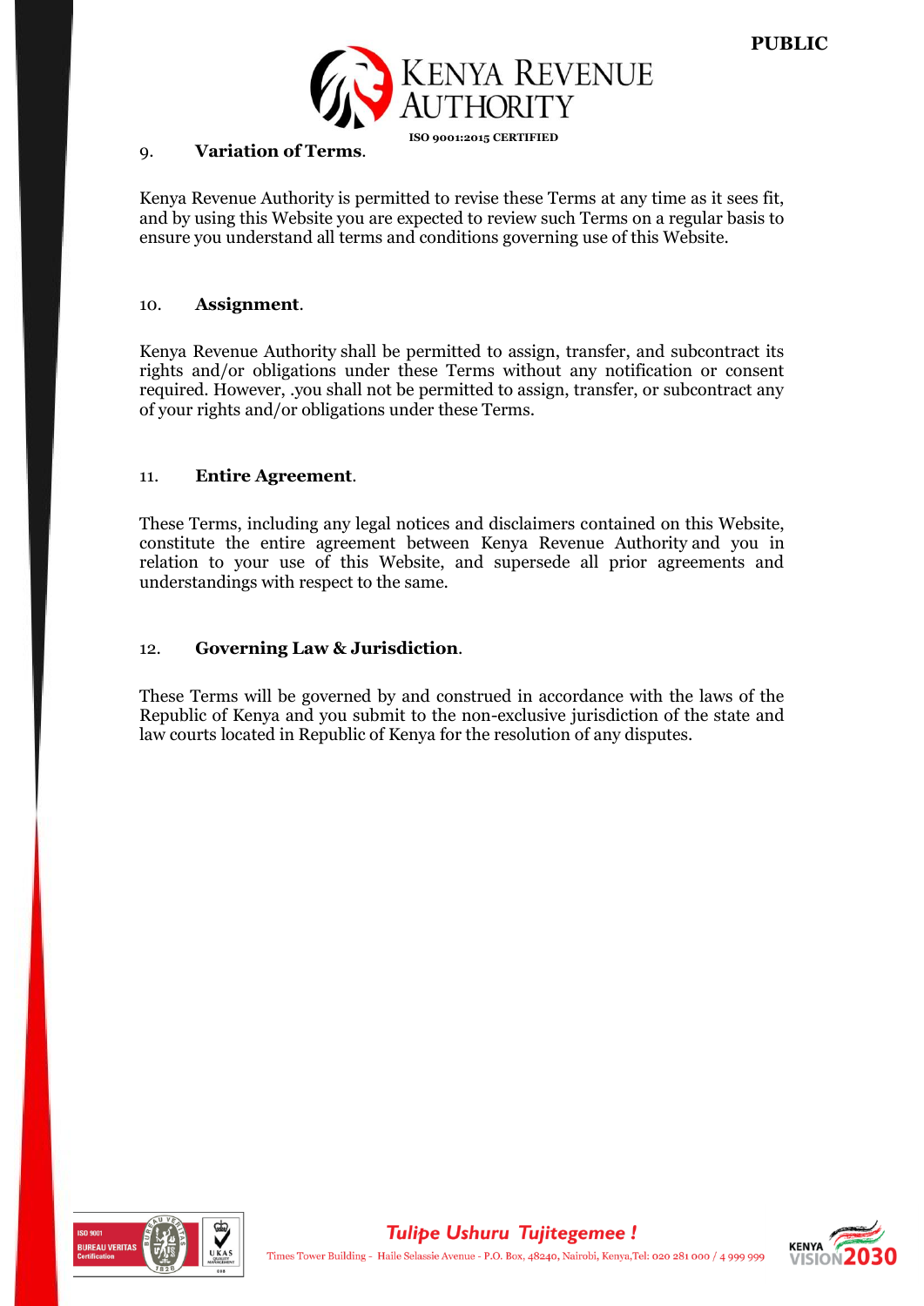## 9. Variation of Terms.

Kenya Revenue Authority is permitted to revise these Terms at any time as it sees fit, and by using this Website you are expected to review such Terms on a regular basis to ensure you understand all terms and conditions governing use of this Website.

## 10. Assignment.

Kenya Revenue Authority shall be permitted to assign, transfer, and subcontract its rights and/or obligations under these Terms without any notification or consent required. However, .you shall not be permitted to assign, transfer, or subcontract any of your rights and/or obligations under these Terms.

## 11. Entire Agreement.

These Terms, including any legal notices and disclaimers contained on this Website, constitute the entire agreement between Kenya Revenue Authority and you in relation to your use of this Website, and supersede all prior agreements and understandings with respect to the same.

## 12. Governing Law & Jurisdiction.

These Terms will be governed by and construed in accordance with the laws of the Republic of Kenya and you submit to the non-exclusive jurisdiction of the state and law courts located in Republic of Kenya for the resolution of any disputes.